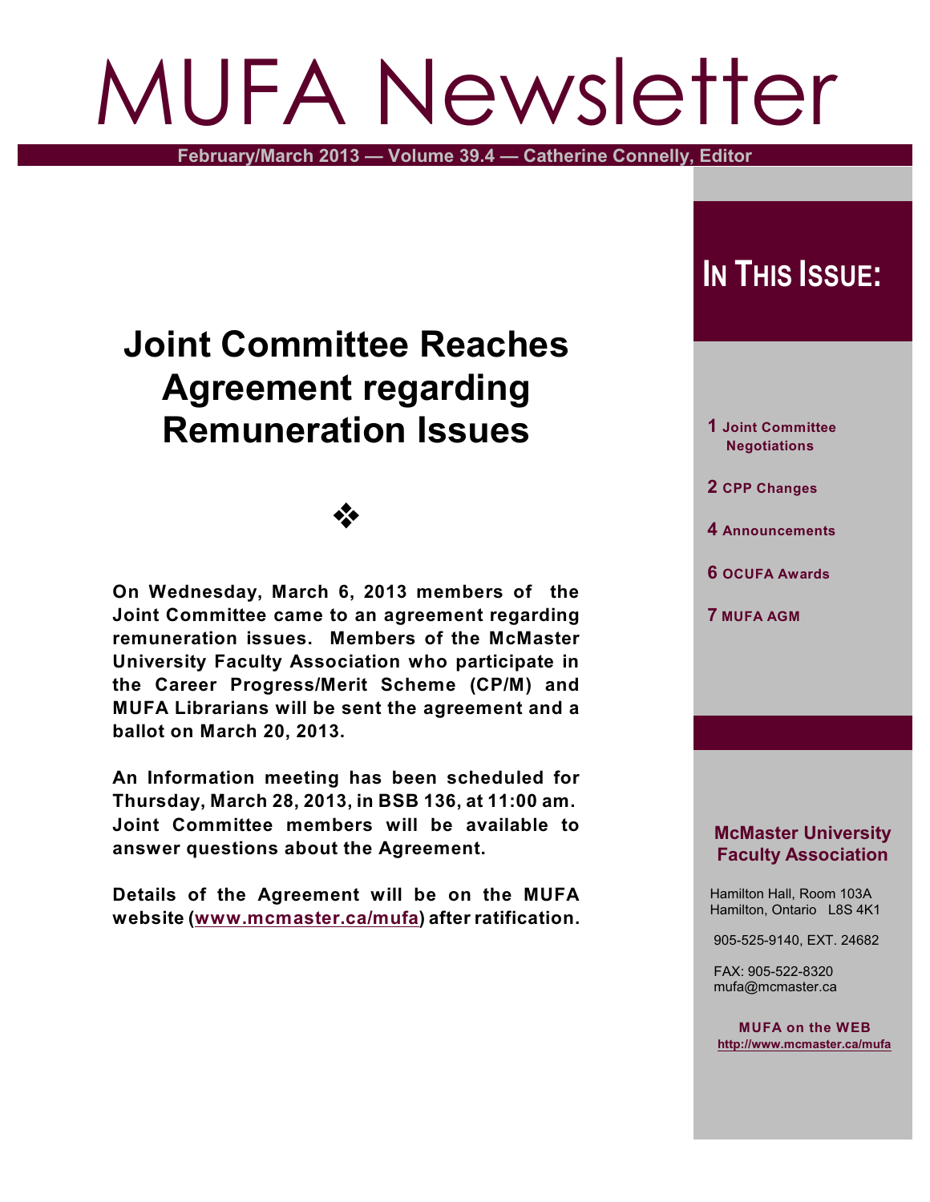# MUFA Newsletter

February/March 2013 — Volume 39.4 — Catherine Connelly, Editor

## Joint Committee Reaches Agreement regarding Remuneration Issues

❖

**On Wednesday, March 6, 2013 members of the Joint Committee came to an agreement regarding remuneration issues. Members of the McMaster University Faculty Association who participate in the Career Progress/Merit Scheme (CP/M) and MUFA Librarians will be sent the agreement and a ballot on March 20, 2013.**

**An Information meeting has been scheduled for Thursday, March 28, 2013, in BSB 136, at 11:00 am. Joint Committee members will be available to answer questions about the Agreement.**

**Details of the Agreement will be on the MUFA website (www.mcmaster.ca/mufa) after ratification.**

### In This Issue:

- **1** Joint Committee Negotiations
- **2** CPP Changes
- **4** Announcements
- **6** OCUFA Awards
- **7** MUFA AGM

**McMaster University Faculty Association**

Hamilton Hall, Room 103A
Hamilton, Ontario L8S 4K1

905-525-9140, EXT. 24682

FAX: 905-522-8320
mufa@mcmaster.ca

**MUFA on the WEB**
http://www.mcmaster.ca/mufa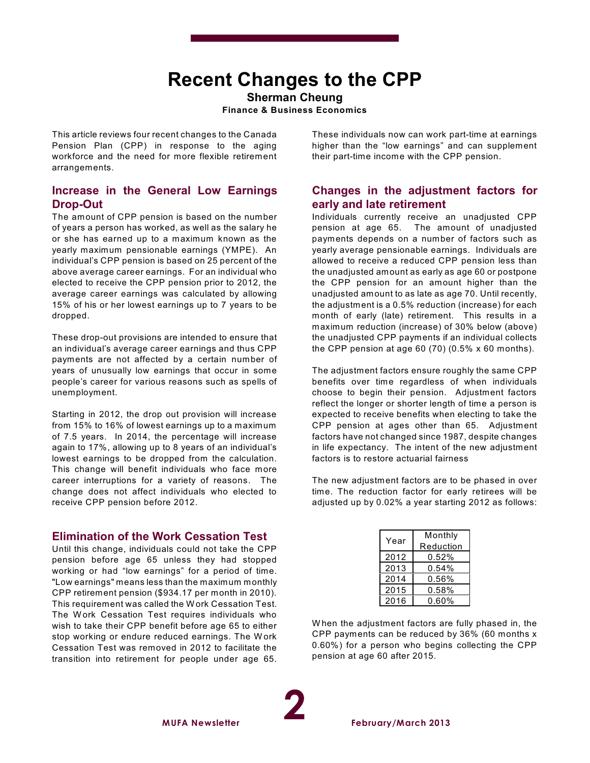# Recent Changes to the CPP

**Sherman Cheung**

**Finance & Business Economics**

This article reviews four recent changes to the Canada Pension Plan (CPP) in response to the aging workforce and the need for more flexible retirement arrangements.

## Increase in the General Low Earnings Drop-Out

The amount of CPP pension is based on the number of years a person has worked, as well as the salary he or she has earned up to a maximum known as the yearly maximum pensionable earnings (YMPE). An individual's CPP pension is based on 25 percent of the above average career earnings. For an individual who elected to receive the CPP pension prior to 2012, the average career earnings was calculated by allowing 15% of his or her lowest earnings up to 7 years to be dropped.

These drop-out provisions are intended to ensure that an individual's average career earnings and thus CPP payments are not affected by a certain number of years of unusually low earnings that occur in some people's career for various reasons such as spells of unemployment.

Starting in 2012, the drop out provision will increase from 15% to 16% of lowest earnings up to a maximum of 7.5 years. In 2014, the percentage will increase again to 17%, allowing up to 8 years of an individual's lowest earnings to be dropped from the calculation. This change will benefit individuals who face more career interruptions for a variety of reasons. The change does not affect individuals who elected to receive CPP pension before 2012.

## Elimination of the Work Cessation Test

Until this change, individuals could not take the CPP pension before age 65 unless they had stopped working or had "low earnings" for a period of time. "Low earnings" means less than the maximum monthly CPP retirement pension ($934.17 per month in 2010). This requirement was called the Work Cessation Test. The Work Cessation Test requires individuals who wish to take their CPP benefit before age 65 to either stop working or endure reduced earnings. The Work Cessation Test was removed in 2012 to facilitate the transition into retirement for people under age 65. These individuals now can work part-time at earnings higher than the "low earnings" and can supplement their part-time income with the CPP pension.

## Changes in the adjustment factors for early and late retirement

Individuals currently receive an unadjusted CPP pension at age 65. The amount of unadjusted payments depends on a number of factors such as yearly average pensionable earnings. Individuals are allowed to receive a reduced CPP pension less than the unadjusted amount as early as age 60 or postpone the CPP pension for an amount higher than the unadjusted amount to as late as age 70. Until recently, the adjustment is a 0.5% reduction (increase) for each month of early (late) retirement. This results in a maximum reduction (increase) of 30% below (above) the unadjusted CPP payments if an individual collects the CPP pension at age 60 (70) (0.5% x 60 months).

The adjustment factors ensure roughly the same CPP benefits over time regardless of when individuals choose to begin their pension. Adjustment factors reflect the longer or shorter length of time a person is expected to receive benefits when electing to take the CPP pension at ages other than 65. Adjustment factors have not changed since 1987, despite changes in life expectancy. The intent of the new adjustment factors is to restore actuarial fairness

The new adjustment factors are to be phased in over time. The reduction factor for early retirees will be adjusted up by 0.02% a year starting 2012 as follows:

| Year | Monthly Reduction |
|---|---|
| 2012 | 0.52% |
| 2013 | 0.54% |
| 2014 | 0.56% |
| 2015 | 0.58% |
| 2016 | 0.60% |

When the adjustment factors are fully phased in, the CPP payments can be reduced by 36% (60 months x 0.60%) for a person who begins collecting the CPP pension at age 60 after 2015.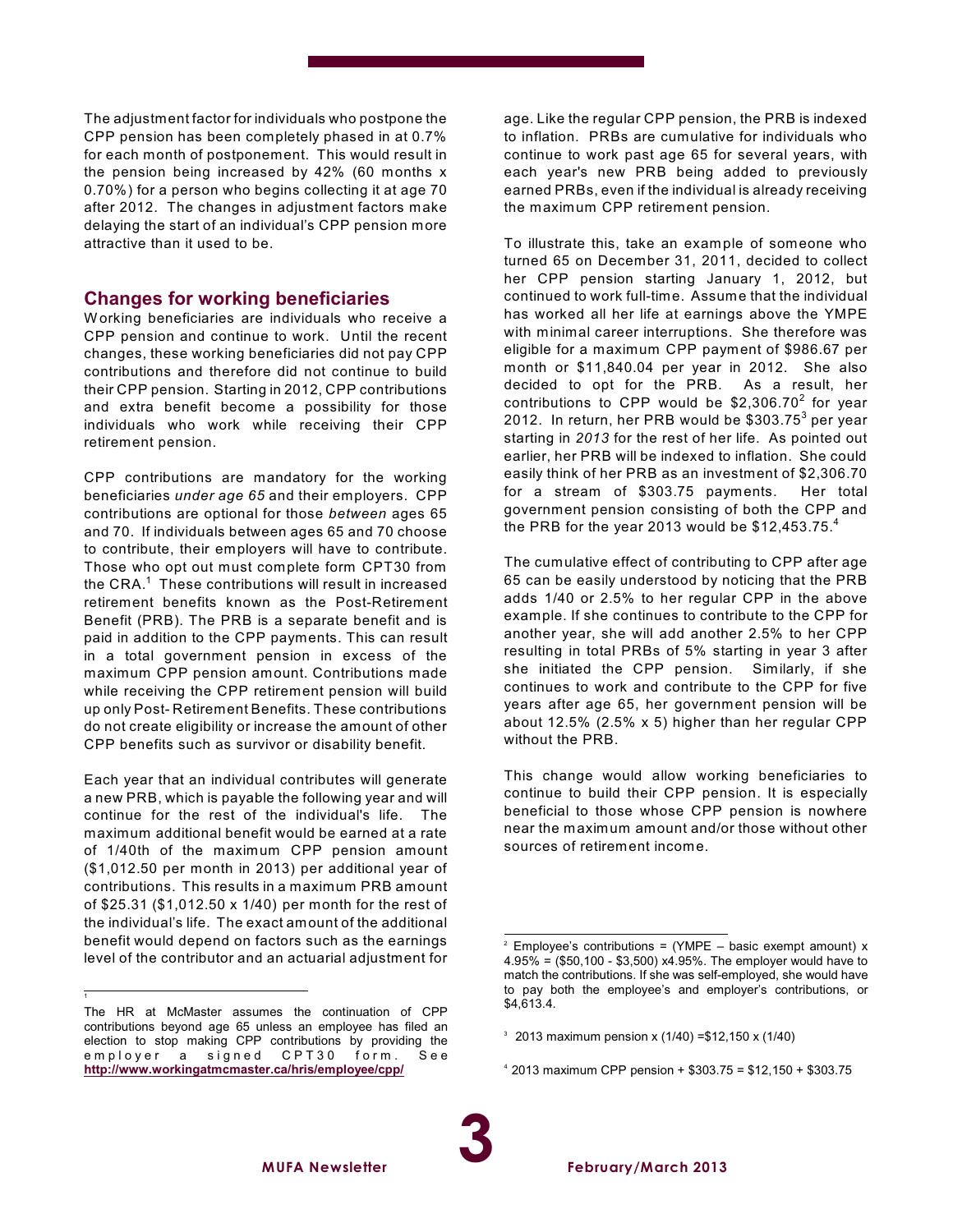The adjustment factor for individuals who postpone the CPP pension has been completely phased in at 0.7% for each month of postponement. This would result in the pension being increased by 42% (60 months x 0.70%) for a person who begins collecting it at age 70 after 2012. The changes in adjustment factors make delaying the start of an individual's CPP pension more attractive than it used to be.

## Changes for working beneficiaries

Working beneficiaries are individuals who receive a CPP pension and continue to work. Until the recent changes, these working beneficiaries did not pay CPP contributions and therefore did not continue to build their CPP pension. Starting in 2012, CPP contributions and extra benefit become a possibility for those individuals who work while receiving their CPP retirement pension.

CPP contributions are mandatory for the working beneficiaries *under age 65* and their employers. CPP contributions are optional for those *between* ages 65 and 70. If individuals between ages 65 and 70 choose to contribute, their employers will have to contribute. Those who opt out must complete form CPT30 from the CRA.[1] These contributions will result in increased retirement benefits known as the Post-Retirement Benefit (PRB). The PRB is a separate benefit and is paid in addition to the CPP payments. This can result in a total government pension in excess of the maximum CPP pension amount. Contributions made while receiving the CPP retirement pension will build up only Post- Retirement Benefits. These contributions do not create eligibility or increase the amount of other CPP benefits such as survivor or disability benefit.

Each year that an individual contributes will generate a new PRB, which is payable the following year and will continue for the rest of the individual's life. The maximum additional benefit would be earned at a rate of 1/40th of the maximum CPP pension amount ($1,012.50 per month in 2013) per additional year of contributions. This results in a maximum PRB amount of $25.31 ($1,012.50 x 1/40) per month for the rest of the individual's life. The exact amount of the additional benefit would depend on factors such as the earnings level of the contributor and an actuarial adjustment for age. Like the regular CPP pension, the PRB is indexed to inflation. PRBs are cumulative for individuals who continue to work past age 65 for several years, with each year's new PRB being added to previously earned PRBs, even if the individual is already receiving the maximum CPP retirement pension.

To illustrate this, take an example of someone who turned 65 on December 31, 2011, decided to collect her CPP pension starting January 1, 2012, but continued to work full-time. Assume that the individual has worked all her life at earnings above the YMPE with minimal career interruptions. She therefore was eligible for a maximum CPP payment of $986.67 per month or $11,840.04 per year in 2012. She also decided to opt for the PRB. As a result, her contributions to CPP would be $2,306.70[2] for year 2012. In return, her PRB would be $303.75[3] per year starting in *2013* for the rest of her life. As pointed out earlier, her PRB will be indexed to inflation. She could easily think of her PRB as an investment of $2,306.70 for a stream of $303.75 payments. Her total government pension consisting of both the CPP and the PRB for the year 2013 would be $12,453.75.[4]

The cumulative effect of contributing to CPP after age 65 can be easily understood by noticing that the PRB adds 1/40 or 2.5% to her regular CPP in the above example. If she continues to contribute to the CPP for another year, she will add another 2.5% to her CPP resulting in total PRBs of 5% starting in year 3 after she initiated the CPP pension. Similarly, if she continues to work and contribute to the CPP for five years after age 65, her government pension will be about 12.5% (2.5% x 5) higher than her regular CPP without the PRB.

This change would allow working beneficiaries to continue to build their CPP pension. It is especially beneficial to those whose CPP pension is nowhere near the maximum amount and/or those without other sources of retirement income.

---

[1] The HR at McMaster assumes the continuation of CPP contributions beyond age 65 unless an employee has filed an election to stop making CPP contributions by providing the employer a signed CPT30 form. See **http://www.workingatmcmaster.ca/hris/employee/cpp/**

[2] Employee's contributions = (YMPE – basic exempt amount) x 4.95% = ($50,100 - $3,500) x4.95%. The employer would have to match the contributions. If she was self-employed, she would have to pay both the employee's and employer's contributions, or $4,613.4.

[3] 2013 maximum pension x (1/40) =$12,150 x (1/40)

[4] 2013 maximum CPP pension + $303.75 = $12,150 + $303.75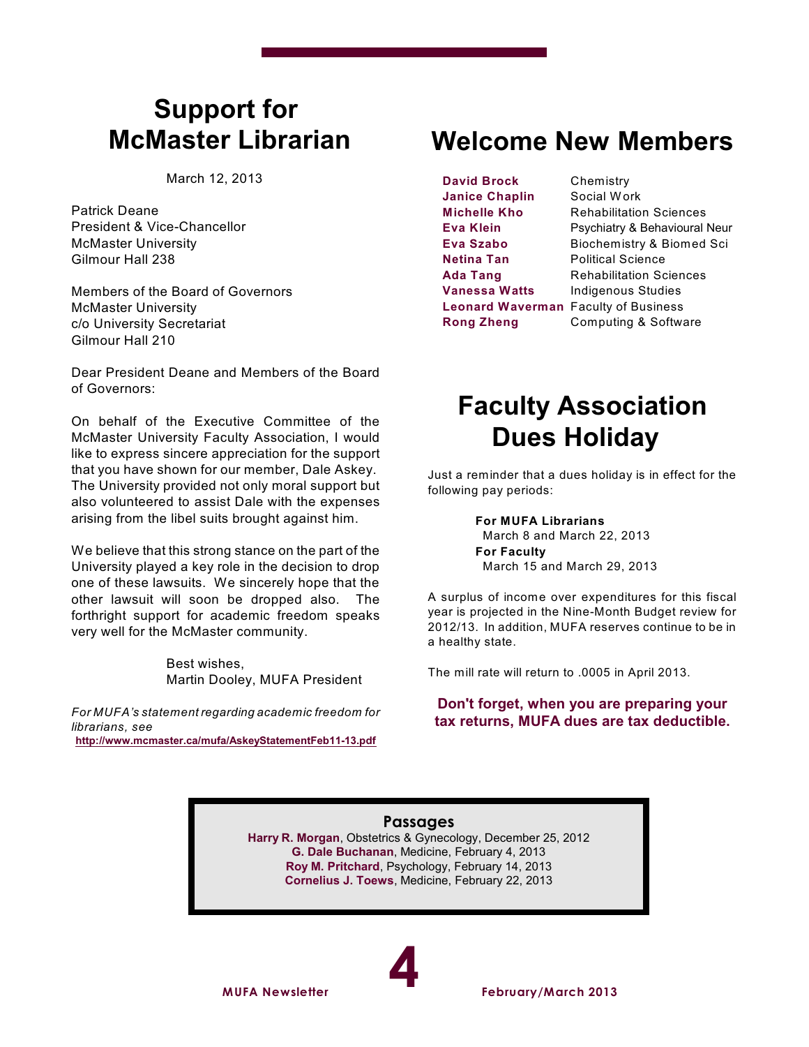# Support for McMaster Librarian

March 12, 2013

Patrick Deane
President & Vice-Chancellor
McMaster University
Gilmour Hall 238

Members of the Board of Governors
McMaster University
c/o University Secretariat
Gilmour Hall 210

Dear President Deane and Members of the Board of Governors:

On behalf of the Executive Committee of the McMaster University Faculty Association, I would like to express sincere appreciation for the support that you have shown for our member, Dale Askey. The University provided not only moral support but also volunteered to assist Dale with the expenses arising from the libel suits brought against him.

We believe that this strong stance on the part of the University played a key role in the decision to drop one of these lawsuits. We sincerely hope that the other lawsuit will soon be dropped also. The forthright support for academic freedom speaks very well for the McMaster community.

Best wishes,
Martin Dooley, MUFA President

*For MUFA's statement regarding academic freedom for librarians, see*
**http://www.mcmaster.ca/mufa/AskeyStatementFeb11-13.pdf**

# Welcome New Members

| | |
|---|---|
| **David Brock** | Chemistry |
| **Janice Chaplin** | Social Work |
| **Michelle Kho** | Rehabilitation Sciences |
| **Eva Klein** | Psychiatry & Behavioural Neur |
| **Eva Szabo** | Biochemistry & Biomed Sci |
| **Netina Tan** | Political Science |
| **Ada Tang** | Rehabilitation Sciences |
| **Vanessa Watts** | Indigenous Studies |
| **Leonard Waverman** | Faculty of Business |
| **Rong Zheng** | Computing & Software |

# Faculty Association Dues Holiday

Just a reminder that a dues holiday is in effect for the following pay periods:

**For MUFA Librarians**
March 8 and March 22, 2013
**For Faculty**
March 15 and March 29, 2013

A surplus of income over expenditures for this fiscal year is projected in the Nine-Month Budget review for 2012/13. In addition, MUFA reserves continue to be in a healthy state.

The mill rate will return to .0005 in April 2013.

**Don't forget, when you are preparing your tax returns, MUFA dues are tax deductible.**

## Passages

**Harry R. Morgan**, Obstetrics & Gynecology, December 25, 2012
**G. Dale Buchanan**, Medicine, February 4, 2013
**Roy M. Pritchard**, Psychology, February 14, 2013
**Cornelius J. Toews**, Medicine, February 22, 2013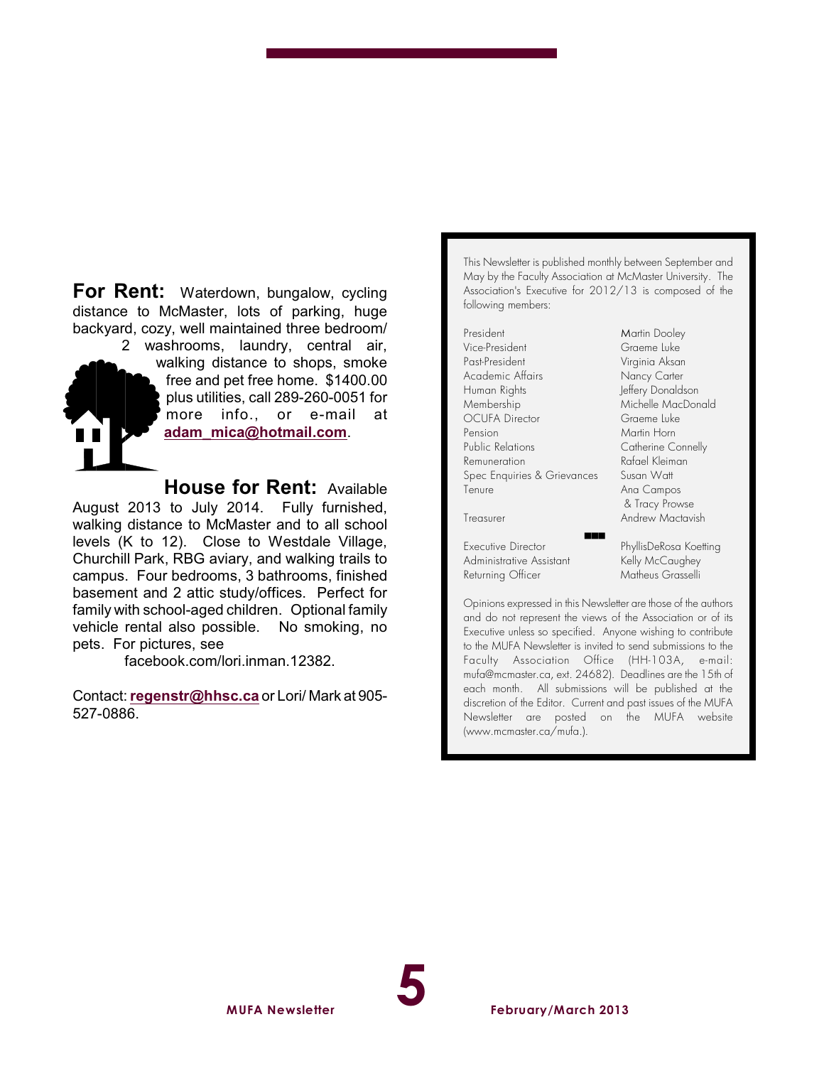**For Rent:** Waterdown, bungalow, cycling distance to McMaster, lots of parking, huge backyard, cozy, well maintained three bedroom/ 2 washrooms, laundry, central air, walking distance to shops, smoke free and pet free home. $1400.00 plus utilities, call 289-260-0051 for more info., or e-mail at **adam_mica@hotmail.com**.

**House for Rent:** Available August 2013 to July 2014. Fully furnished, walking distance to McMaster and to all school levels (K to 12). Close to Westdale Village, Churchill Park, RBG aviary, and walking trails to campus. Four bedrooms, 3 bathrooms, finished basement and 2 attic study/offices. Perfect for family with school-aged children. Optional family vehicle rental also possible. No smoking, no pets. For pictures, see facebook.com/lori.inman.12382.

Contact: **regenstr@hhsc.ca** or Lori/ Mark at 905-527-0886.

---

This Newsletter is published monthly between September and May by the Faculty Association at McMaster University. The Association's Executive for 2012/13 is composed of the following members:

| | |
|---|---|
| President | Martin Dooley |
| Vice-President | Graeme Luke |
| Past-President | Virginia Aksan |
| Academic Affairs | Nancy Carter |
| Human Rights | Jeffery Donaldson |
| Membership | Michelle MacDonald |
| OCUFA Director | Graeme Luke |
| Pension | Martin Horn |
| Public Relations | Catherine Connelly |
| Remuneration | Rafael Kleiman |
| Spec Enquiries & Grievances | Susan Watt |
| Tenure | Ana Campos & Tracy Prowse |
| Treasurer | Andrew Mactavish |

| | |
|---|---|
| Executive Director | PhyllisDeRosa Koetting |
| Administrative Assistant | Kelly McCaughey |
| Returning Officer | Matheus Grasselli |

Opinions expressed in this Newsletter are those of the authors and do not represent the views of the Association or of its Executive unless so specified. Anyone wishing to contribute to the MUFA Newsletter is invited to send submissions to the Faculty Association Office (HH-103A, e-mail: mufa@mcmaster.ca, ext. 24682). Deadlines are the 15th of each month. All submissions will be published at the discretion of the Editor. Current and past issues of the MUFA Newsletter are posted on the MUFA website (www.mcmaster.ca/mufa.).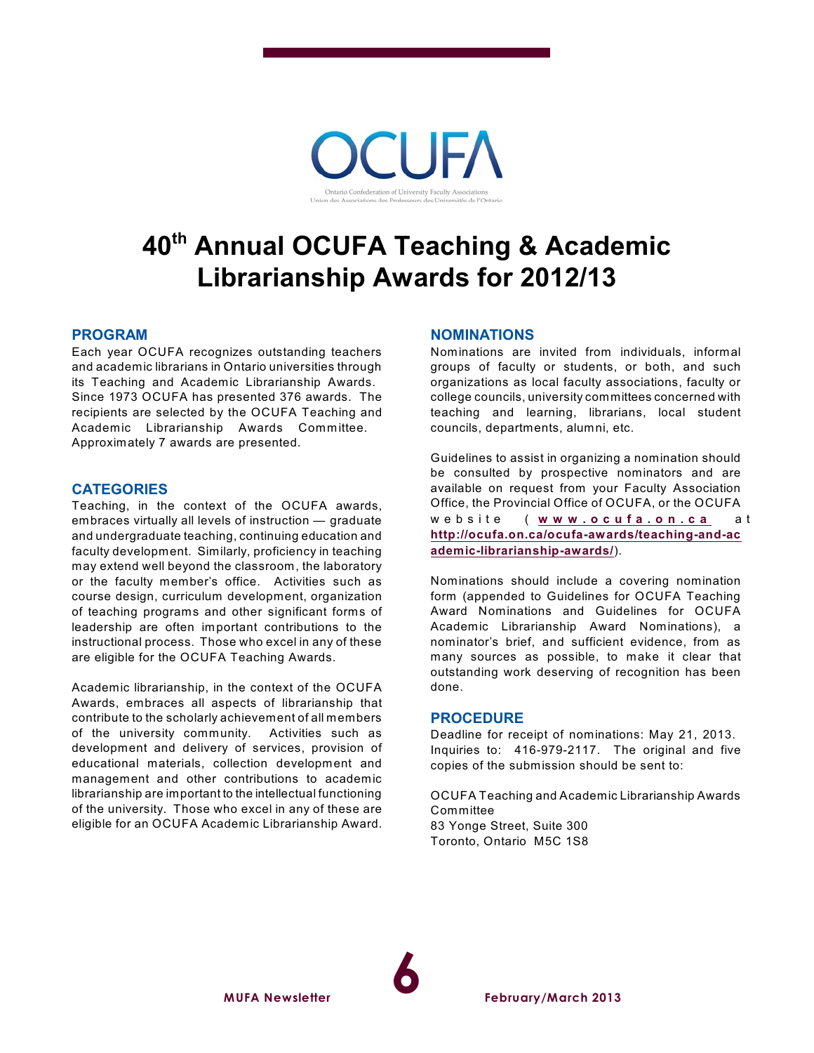# 40th Annual OCUFA Teaching & Academic Librarianship Awards for 2012/13

## PROGRAM

Each year OCUFA recognizes outstanding teachers and academic librarians in Ontario universities through its Teaching and Academic Librarianship Awards. Since 1973 OCUFA has presented 376 awards. The recipients are selected by the OCUFA Teaching and Academic Librarianship Awards Committee. Approximately 7 awards are presented.

## CATEGORIES

Teaching, in the context of the OCUFA awards, embraces virtually all levels of instruction — graduate and undergraduate teaching, continuing education and faculty development. Similarly, proficiency in teaching may extend well beyond the classroom, the laboratory or the faculty member's office. Activities such as course design, curriculum development, organization of teaching programs and other significant forms of leadership are often important contributions to the instructional process. Those who excel in any of these are eligible for the OCUFA Teaching Awards.

Academic librarianship, in the context of the OCUFA Awards, embraces all aspects of librarianship that contribute to the scholarly achievement of all members of the university community. Activities such as development and delivery of services, provision of educational materials, collection development and management and other contributions to academic librarianship are important to the intellectual functioning of the university. Those who excel in any of these are eligible for an OCUFA Academic Librarianship Award.

## NOMINATIONS

Nominations are invited from individuals, informal groups of faculty or students, or both, and such organizations as local faculty associations, faculty or college councils, university committees concerned with teaching and learning, librarians, local student councils, departments, alumni, etc.

Guidelines to assist in organizing a nomination should be consulted by prospective nominators and are available on request from your Faculty Association Office, the Provincial Office of OCUFA, or the OCUFA website (**www.ocufa.on.ca** at **http://ocufa.on.ca/ocufa-awards/teaching-and-academic-librarianship-awards/**).

Nominations should include a covering nomination form (appended to Guidelines for OCUFA Teaching Award Nominations and Guidelines for OCUFA Academic Librarianship Award Nominations), a nominator's brief, and sufficient evidence, from as many sources as possible, to make it clear that outstanding work deserving of recognition has been done.

## PROCEDURE

Deadline for receipt of nominations: May 21, 2013. Inquiries to: 416-979-2117. The original and five copies of the submission should be sent to:

OCUFA Teaching and Academic Librarianship Awards Committee
83 Yonge Street, Suite 300
Toronto, Ontario M5C 1S8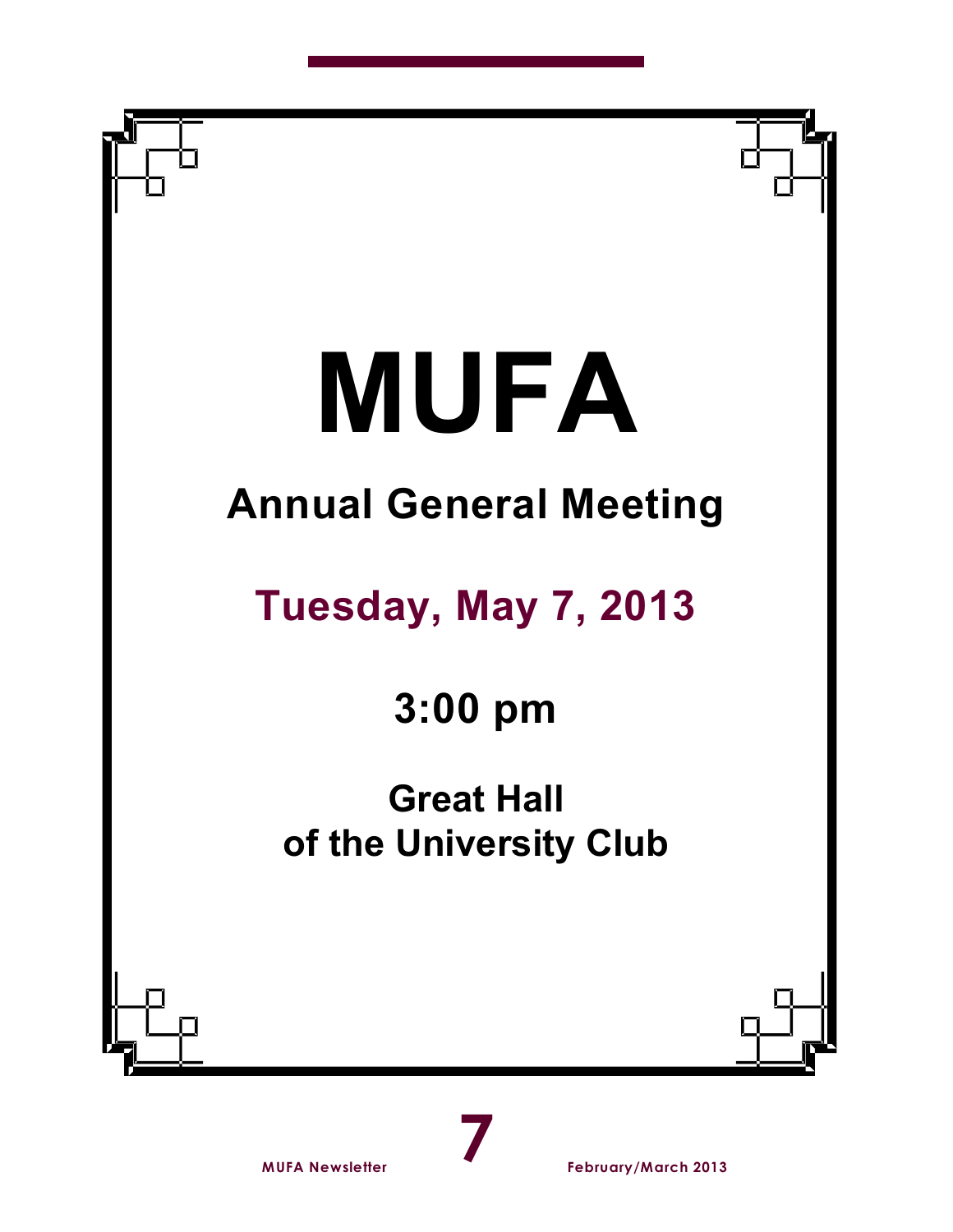# MUFA

## Annual General Meeting

## Tuesday, May 7, 2013

## 3:00 pm

## Great Hall
## of the University Club